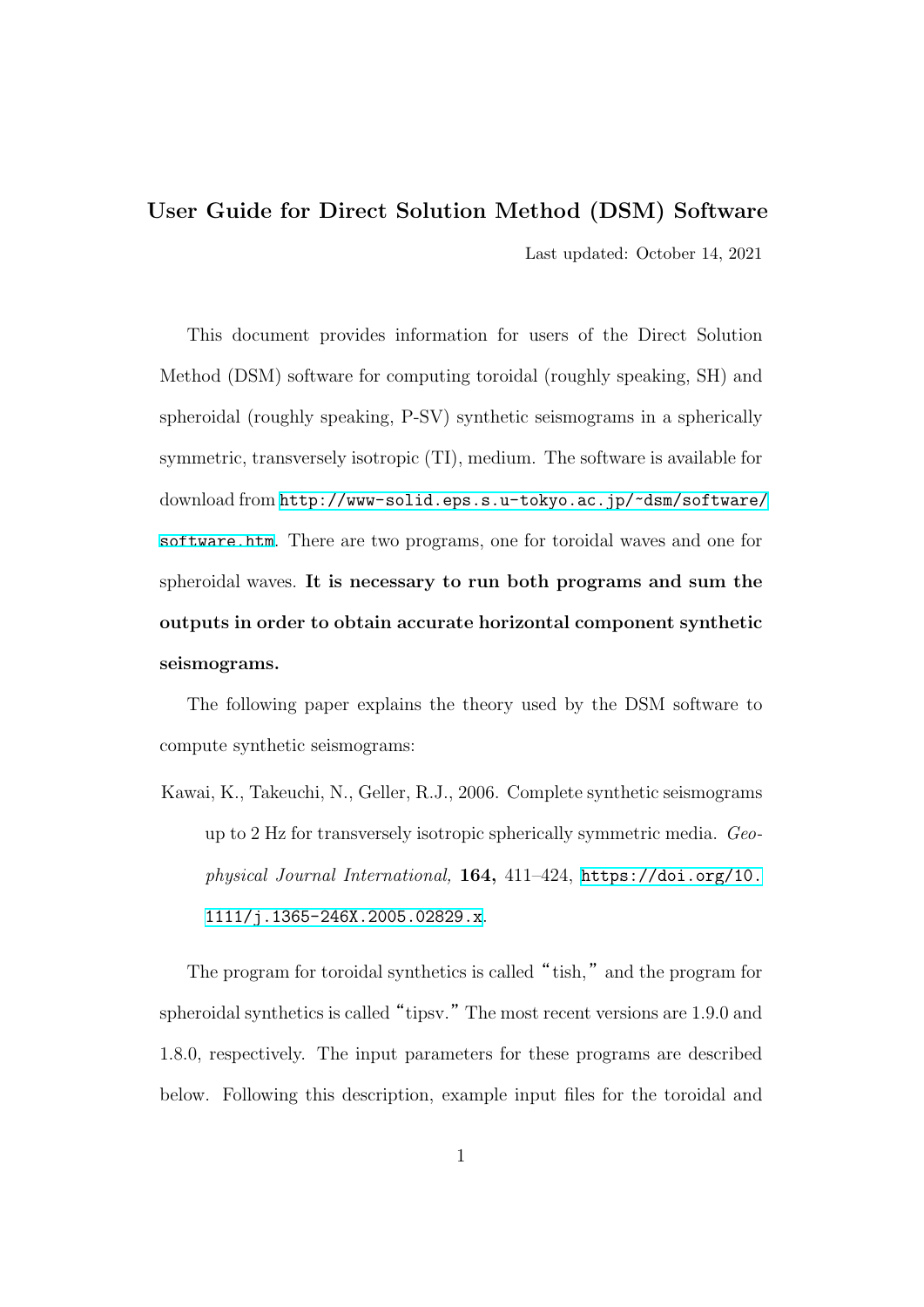# User Guide for Direct Solution Method (DSM) Software

Last updated: October 14, 2021

This document provides information for users of the Direct Solution Method (DSM) software for computing toroidal (roughly speaking, SH) and spheroidal (roughly speaking, P-SV) synthetic seismograms in a spherically symmetric, transversely isotropic (TI), medium. The software is available for download from http://www-solid.eps.s.u-tokyo.ac.jp/~dsm/software/software.htm. There are two programs, one for toroidal waves and one for spheroidal waves. **It is necessary to run both programs and sum the outputs in order to obtain accurate horizontal component synthetic seismograms.**

The following paper explains the theory used by the DSM software to compute synthetic seismograms:

Kawai, K., Takeuchi, N., Geller, R.J., 2006. Complete synthetic seismograms up to 2 Hz for transversely isotropic spherically symmetric media. *Geophysical Journal International,* **164,** 411–424, https://doi.org/10.1111/j.1365-246X.2005.02829.x.

The program for toroidal synthetics is called "tish," and the program for spheroidal synthetics is called "tipsv." The most recent versions are 1.9.0 and 1.8.0, respectively. The input parameters for these programs are described below. Following this description, example input files for the toroidal and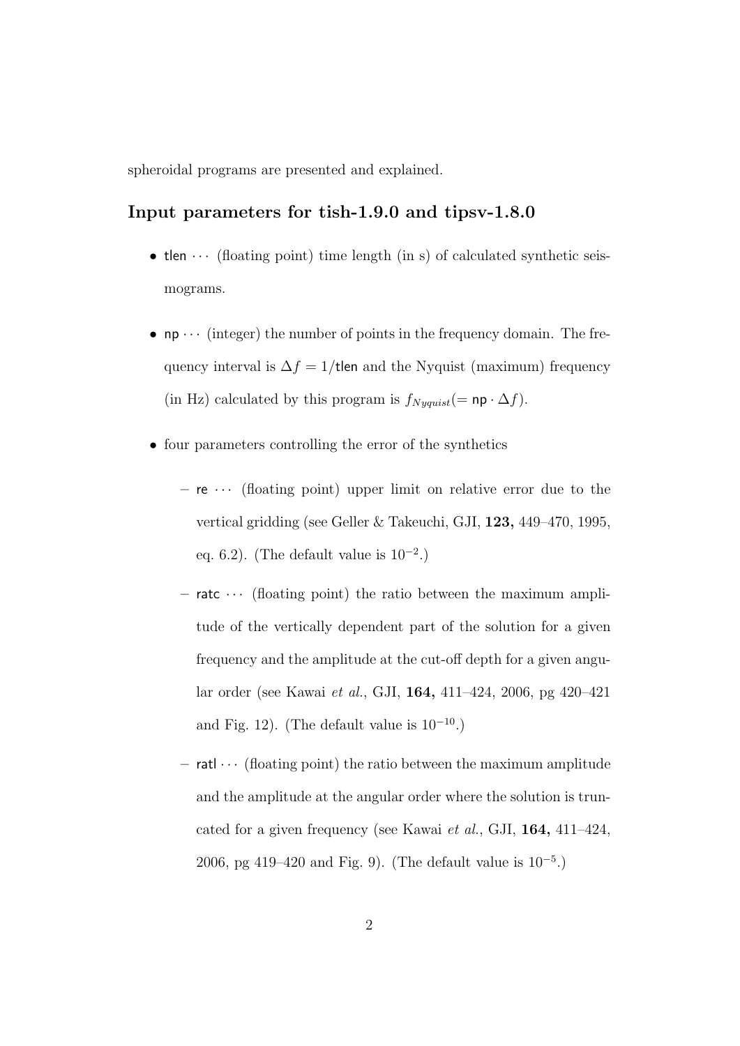spheroidal programs are presented and explained.

## Input parameters for tish-1.9.0 and tipsv-1.8.0

- tlen $\cdots$ (floating point) time length (in s) of calculated synthetic seismograms.
- np $\cdots$ (integer) the number of points in the frequency domain. The frequency interval is $\Delta f = 1/\mathsf{tlen}$ and the Nyquist (maximum) frequency (in Hz) calculated by this program is $f_{Nyquist}(= \mathsf{np} \cdot \Delta f)$.
- four parameters controlling the error of the synthetics
  - re $\cdots$ (floating point) upper limit on relative error due to the vertical gridding (see Geller & Takeuchi, GJI, **123,** 449–470, 1995, eq. 6.2). (The default value is $10^{-2}$.)
  - ratc $\cdots$ (floating point) the ratio between the maximum amplitude of the vertically dependent part of the solution for a given frequency and the amplitude at the cut-off depth for a given angular order (see Kawai *et al.*, GJI, **164,** 411–424, 2006, pg 420–421 and Fig. 12). (The default value is $10^{-10}$.)
  - ratl $\cdots$ (floating point) the ratio between the maximum amplitude and the amplitude at the angular order where the solution is truncated for a given frequency (see Kawai *et al.*, GJI, **164,** 411–424, 2006, pg 419–420 and Fig. 9). (The default value is $10^{-5}$.)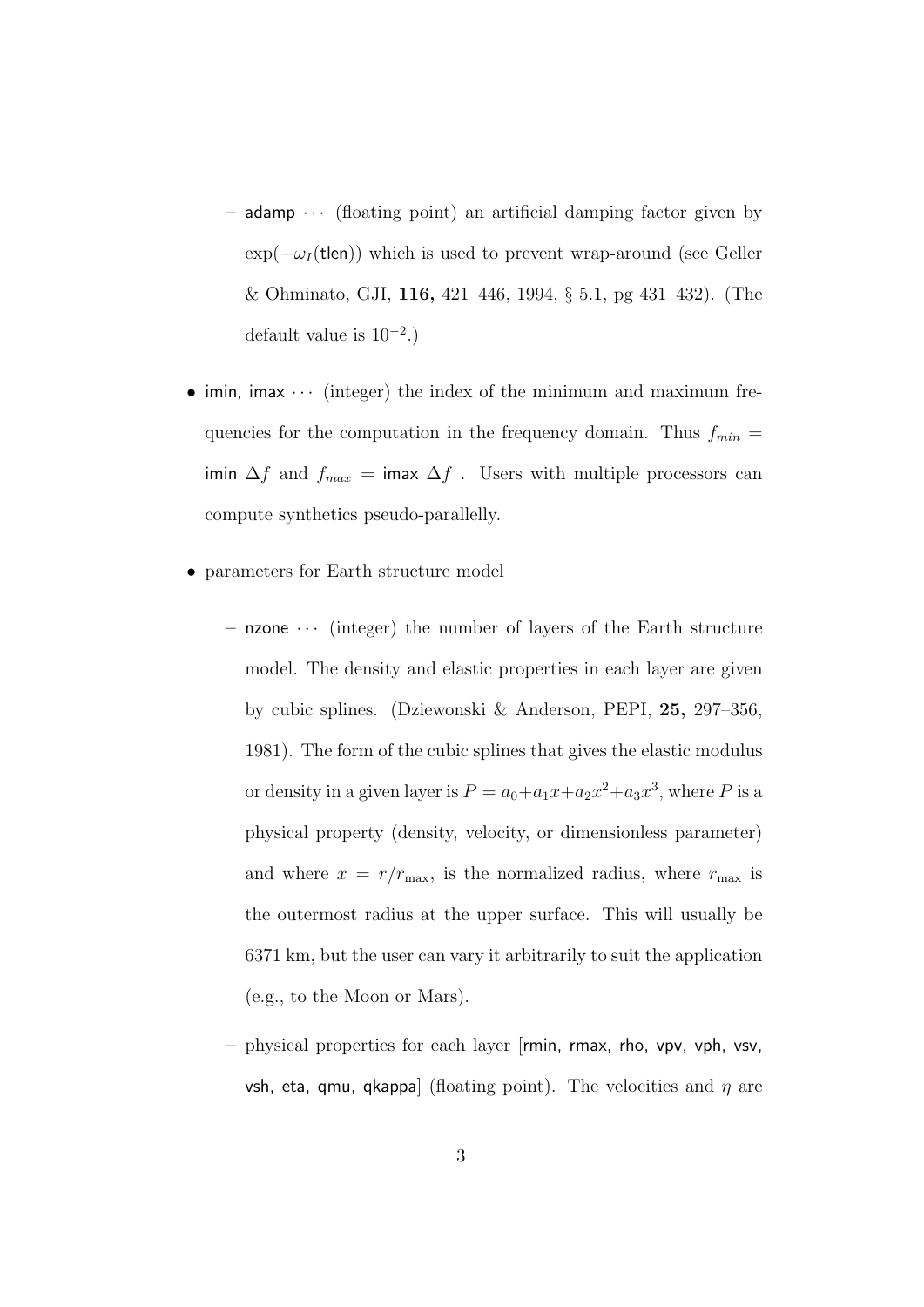- adamp ··· (floating point) an artificial damping factor given by $\exp(-\omega_I(\mathsf{tlen}))$ which is used to prevent wrap-around (see Geller & Ohminato, GJI, **116,** 421–446, 1994, § 5.1, pg 431–432). (The default value is $10^{-2}$.)

- imin, imax ··· (integer) the index of the minimum and maximum frequencies for the computation in the frequency domain. Thus $f_{min} =$ imin $\Delta f$ and $f_{max} =$ imax $\Delta f$ . Users with multiple processors can compute synthetics pseudo-parallelly.

- parameters for Earth structure model

  - nzone ··· (integer) the number of layers of the Earth structure model. The density and elastic properties in each layer are given by cubic splines. (Dziewonski & Anderson, PEPI, **25,** 297–356, 1981). The form of the cubic splines that gives the elastic modulus or density in a given layer is $P = a_0 + a_1 x + a_2 x^2 + a_3 x^3$, where $P$ is a physical property (density, velocity, or dimensionless parameter) and where $x = r/r_{\max}$, is the normalized radius, where $r_{\max}$ is the outermost radius at the upper surface. This will usually be 6371 km, but the user can vary it arbitrarily to suit the application (e.g., to the Moon or Mars).

  - physical properties for each layer [rmin, rmax, rho, vpv, vph, vsv, vsh, eta, qmu, qkappa] (floating point). The velocities and $\eta$ are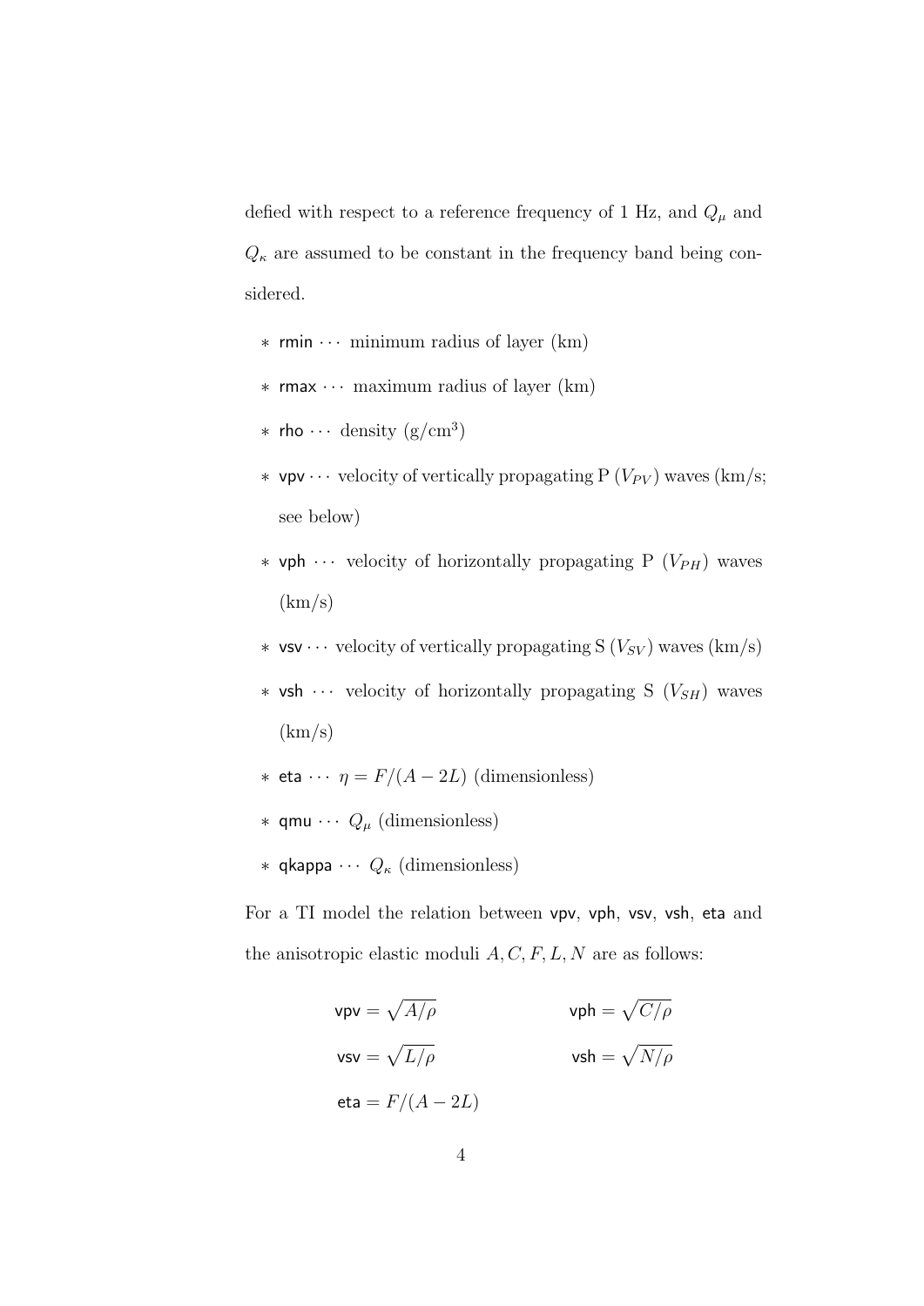defied with respect to a reference frequency of 1 Hz, and $Q_\mu$ and $Q_\kappa$ are assumed to be constant in the frequency band being considered.

- rmin $\cdots$ minimum radius of layer (km)
- rmax $\cdots$ maximum radius of layer (km)
- rho $\cdots$ density (g/cm$^3$)
- vpv $\cdots$ velocity of vertically propagating P ($V_{PV}$) waves (km/s; see below)
- vph $\cdots$ velocity of horizontally propagating P ($V_{PH}$) waves (km/s)
- vsv $\cdots$ velocity of vertically propagating S ($V_{SV}$) waves (km/s)
- vsh $\cdots$ velocity of horizontally propagating S ($V_{SH}$) waves (km/s)
- eta $\cdots$ $\eta = F/(A-2L)$ (dimensionless)
- qmu $\cdots$ $Q_\mu$ (dimensionless)
- qkappa $\cdots$ $Q_\kappa$ (dimensionless)

For a TI model the relation between vpv, vph, vsv, vsh, eta and the anisotropic elastic moduli $A, C, F, L, N$ are as follows:

$$
\begin{aligned}
\mathsf{vpv} &= \sqrt{A/\rho} \qquad & \mathsf{vph} &= \sqrt{C/\rho} \\
\mathsf{vsv} &= \sqrt{L/\rho} \qquad & \mathsf{vsh} &= \sqrt{N/\rho} \\
\mathsf{eta} &= F/(A-2L) & &
\end{aligned}
$$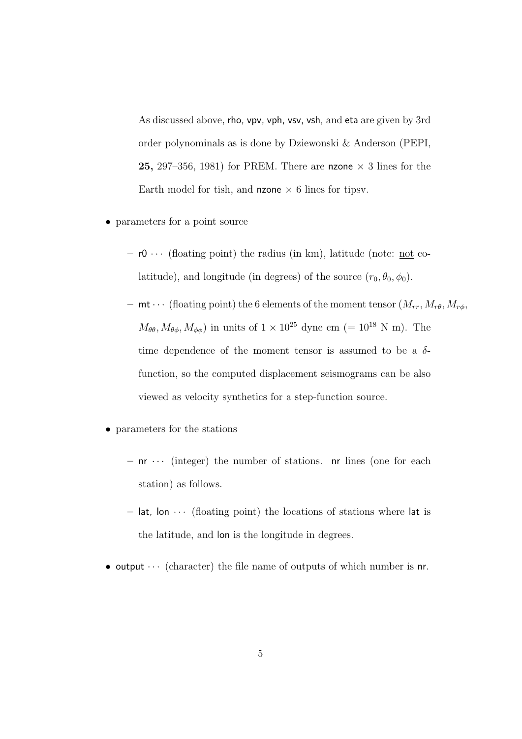As discussed above, rho, vpv, vph, vsv, vsh, and eta are given by 3rd order polynominals as is done by Dziewonski & Anderson (PEPI, **25,** 297–356, 1981) for PREM. There are nzone $\times$ 3 lines for the Earth model for tish, and nzone $\times$ 6 lines for tipsv.

- parameters for a point source
  - r0 $\cdots$ (floating point) the radius (in km), latitude (note: <u>not</u> co-latitude), and longitude (in degrees) of the source $(r_0, \theta_0, \phi_0)$.
  - mt $\cdots$ (floating point) the 6 elements of the moment tensor $(M_{rr}, M_{r\theta}, M_{r\phi}, M_{\theta\theta}, M_{\theta\phi}, M_{\phi\phi})$ in units of $1 \times 10^{25}$ dyne cm ($= 10^{18}$ N m). The time dependence of the moment tensor is assumed to be a $\delta$-function, so the computed displacement seismograms can be also viewed as velocity synthetics for a step-function source.
- parameters for the stations
  - nr $\cdots$ (integer) the number of stations. nr lines (one for each station) as follows.
  - lat, lon $\cdots$ (floating point) the locations of stations where lat is the latitude, and lon is the longitude in degrees.
- output $\cdots$ (character) the file name of outputs of which number is nr.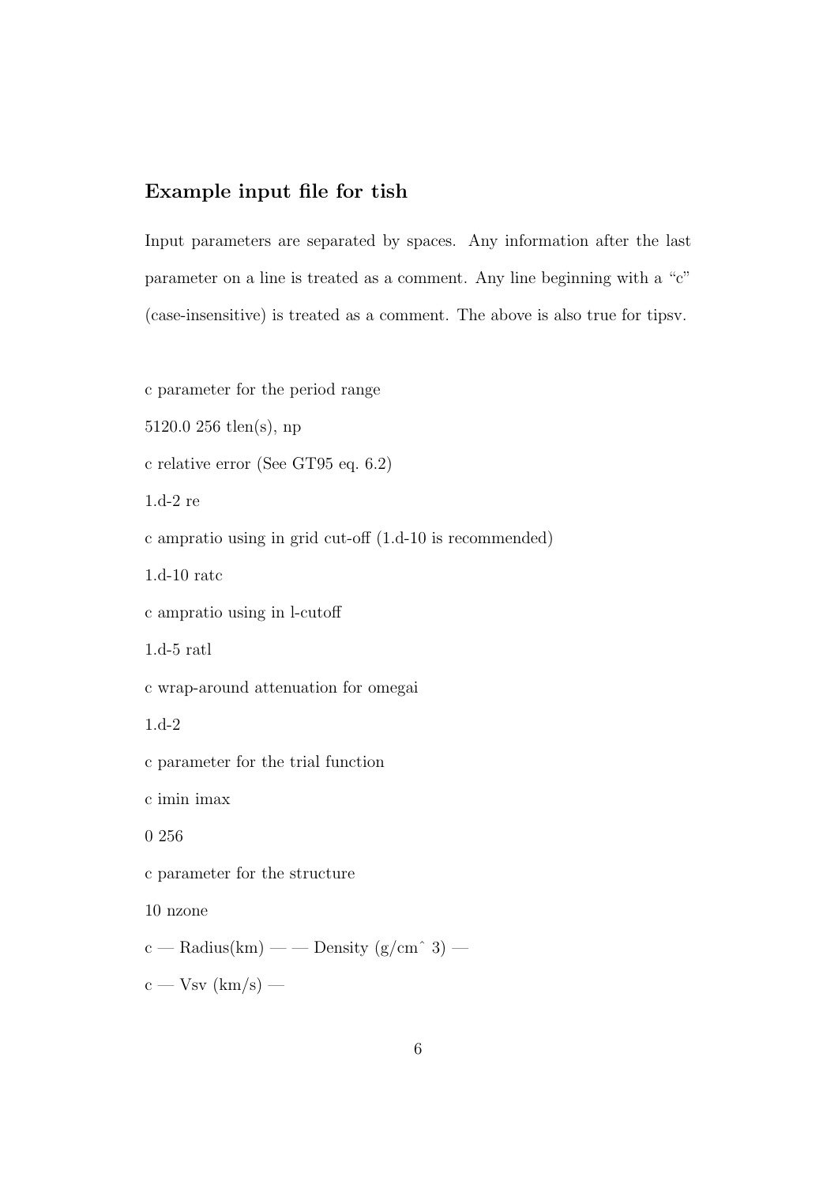### Example input file for tish

Input parameters are separated by spaces. Any information after the last parameter on a line is treated as a comment. Any line beginning with a "c" (case-insensitive) is treated as a comment. The above is also true for tipsv.

```
c parameter for the period range
5120.0 256 tlen(s), np
c relative error (See GT95 eq. 6.2)
1.d-2 re
c ampratio using in grid cut-off (1.d-10 is recommended)
1.d-10 ratc
c ampratio using in l-cutoff
1.d-5 ratl
c wrap-around attenuation for omegai
1.d-2
c parameter for the trial function
c imin imax
0 256
c parameter for the structure
10 nzone
c — Radius(km) — — Density (g/cm^ 3) —
c — Vsv (km/s) —
```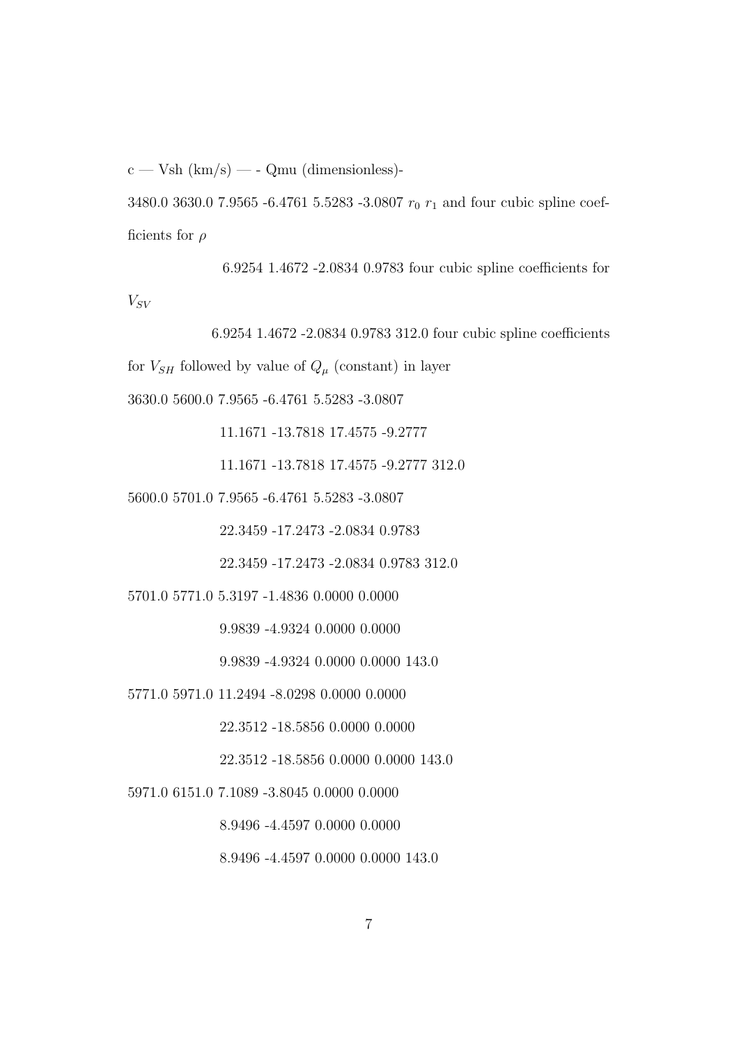c — Vsh (km/s) — - Qmu (dimensionless)-

3480.0 3630.0 7.9565 -6.4761 5.5283 -3.0807 $r_0$ $r_1$ and four cubic spline coefficients for $\rho$

6.9254 1.4672 -2.0834 0.9783 four cubic spline coefficients for $V_{SV}$

6.9254 1.4672 -2.0834 0.9783 312.0 four cubic spline coefficients for $V_{SH}$ followed by value of $Q_\mu$ (constant) in layer

3630.0 5600.0 7.9565 -6.4761 5.5283 -3.0807

11.1671 -13.7818 17.4575 -9.2777

11.1671 -13.7818 17.4575 -9.2777 312.0

5600.0 5701.0 7.9565 -6.4761 5.5283 -3.0807

22.3459 -17.2473 -2.0834 0.9783

22.3459 -17.2473 -2.0834 0.9783 312.0

5701.0 5771.0 5.3197 -1.4836 0.0000 0.0000

9.9839 -4.9324 0.0000 0.0000

9.9839 -4.9324 0.0000 0.0000 143.0

5771.0 5971.0 11.2494 -8.0298 0.0000 0.0000

22.3512 -18.5856 0.0000 0.0000

22.3512 -18.5856 0.0000 0.0000 143.0

5971.0 6151.0 7.1089 -3.8045 0.0000 0.0000

8.9496 -4.4597 0.0000 0.0000

8.9496 -4.4597 0.0000 0.0000 143.0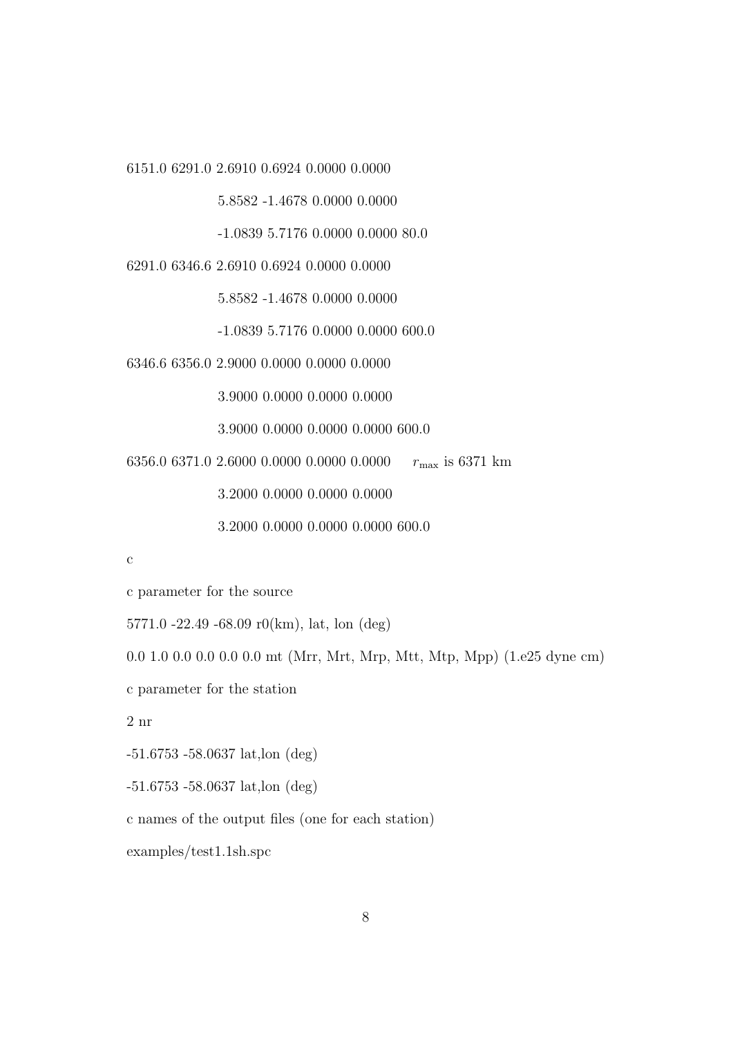```
6151.0 6291.0 2.6910 0.6924 0.0000 0.0000
              5.8582 -1.4678 0.0000 0.0000
              -1.0839 5.7176 0.0000 0.0000 80.0
6291.0 6346.6 2.6910 0.6924 0.0000 0.0000
              5.8582 -1.4678 0.0000 0.0000
              -1.0839 5.7176 0.0000 0.0000 600.0
6346.6 6356.0 2.9000 0.0000 0.0000 0.0000
              3.9000 0.0000 0.0000 0.0000
              3.9000 0.0000 0.0000 0.0000 600.0
6356.0 6371.0 2.6000 0.0000 0.0000 0.0000     r_max is 6371 km
              3.2000 0.0000 0.0000 0.0000
              3.2000 0.0000 0.0000 0.0000 600.0
c
c parameter for the source
5771.0 -22.49 -68.09 r0(km), lat, lon (deg)
0.0 1.0 0.0 0.0 0.0 0.0 mt (Mrr, Mrt, Mrp, Mtt, Mtp, Mpp) (1.e25 dyne cm)
c parameter for the station
2 nr
-51.6753 -58.0637 lat,lon (deg)
-51.6753 -58.0637 lat,lon (deg)
c names of the output files (one for each station)
examples/test1.1sh.spc
```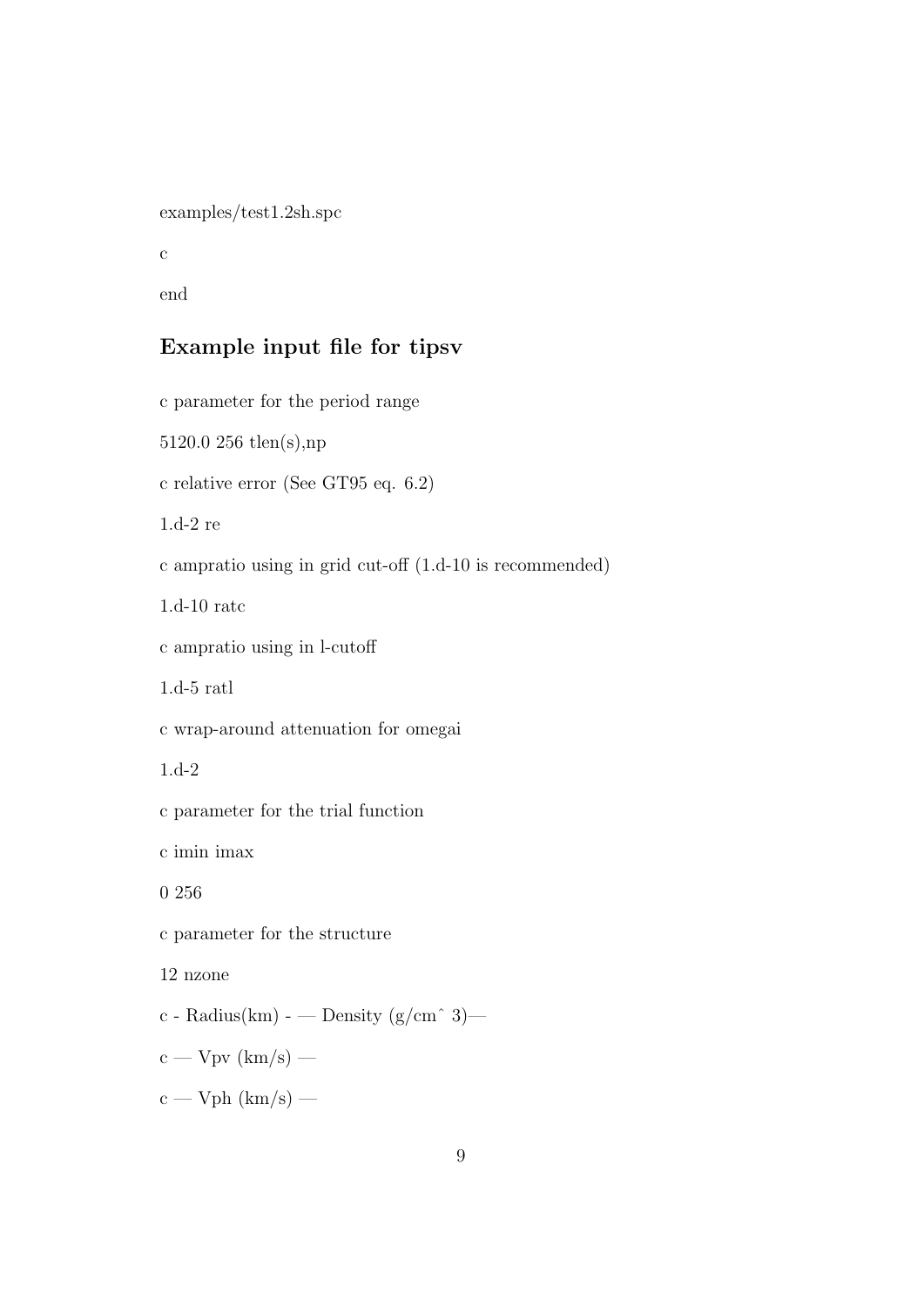examples/test1.2sh.spc

c

end

## Example input file for tipsv

c parameter for the period range

5120.0 256 tlen(s),np

c relative error (See GT95 eq. 6.2)

1.d-2 re

c ampratio using in grid cut-off (1.d-10 is recommended)

1.d-10 ratc

c ampratio using in l-cutoff

1.d-5 ratl

c wrap-around attenuation for omegai

1.d-2

c parameter for the trial function

c imin imax

0 256

c parameter for the structure

12 nzone

c - Radius(km) - — Density (g/cmˆ 3)—

c — Vpv (km/s) —

c — Vph (km/s) —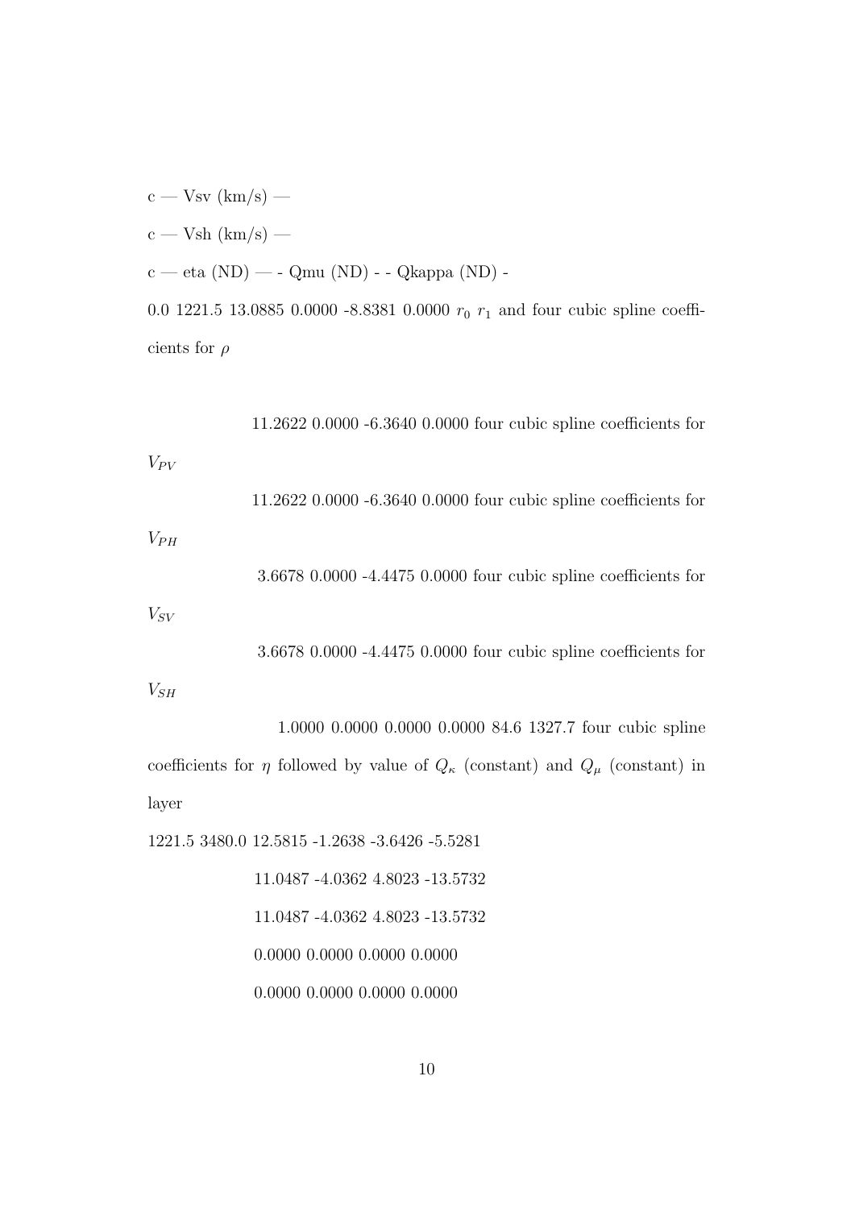c — Vsv (km/s) —

c — Vsh (km/s) —

c — eta (ND) — - Qmu (ND) - - Qkappa (ND) -

0.0 1221.5 13.0885 0.0000 -8.8381 0.0000 $r_0$ $r_1$ and four cubic spline coefficients for $\rho$

11.2622 0.0000 -6.3640 0.0000 four cubic spline coefficients for $V_{PV}$

11.2622 0.0000 -6.3640 0.0000 four cubic spline coefficients for $V_{PH}$

3.6678 0.0000 -4.4475 0.0000 four cubic spline coefficients for $V_{SV}$

3.6678 0.0000 -4.4475 0.0000 four cubic spline coefficients for $V_{SH}$

1.0000 0.0000 0.0000 0.0000 84.6 1327.7 four cubic spline coefficients for $\eta$ followed by value of $Q_\kappa$ (constant) and $Q_\mu$ (constant) in layer

1221.5 3480.0 12.5815 -1.2638 -3.6426 -5.5281

11.0487 -4.0362 4.8023 -13.5732

11.0487 -4.0362 4.8023 -13.5732

0.0000 0.0000 0.0000 0.0000

0.0000 0.0000 0.0000 0.0000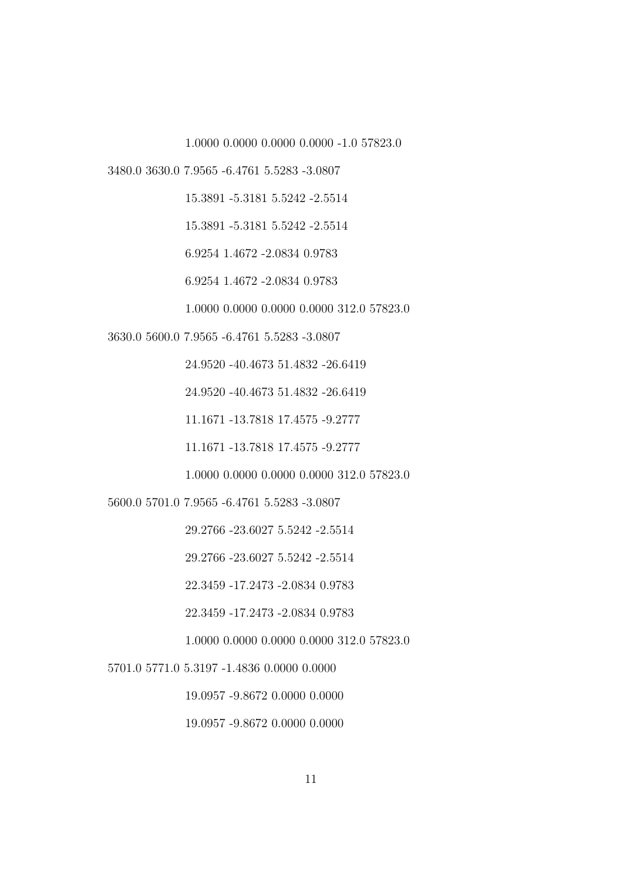1.0000 0.0000 0.0000 0.0000 -1.0 57823.0

3480.0 3630.0 7.9565 -6.4761 5.5283 -3.0807

15.3891 -5.3181 5.5242 -2.5514

15.3891 -5.3181 5.5242 -2.5514

6.9254 1.4672 -2.0834 0.9783

6.9254 1.4672 -2.0834 0.9783

1.0000 0.0000 0.0000 0.0000 312.0 57823.0

3630.0 5600.0 7.9565 -6.4761 5.5283 -3.0807

24.9520 -40.4673 51.4832 -26.6419

24.9520 -40.4673 51.4832 -26.6419

11.1671 -13.7818 17.4575 -9.2777

11.1671 -13.7818 17.4575 -9.2777

1.0000 0.0000 0.0000 0.0000 312.0 57823.0

5600.0 5701.0 7.9565 -6.4761 5.5283 -3.0807

29.2766 -23.6027 5.5242 -2.5514

29.2766 -23.6027 5.5242 -2.5514

22.3459 -17.2473 -2.0834 0.9783

22.3459 -17.2473 -2.0834 0.9783

1.0000 0.0000 0.0000 0.0000 312.0 57823.0

5701.0 5771.0 5.3197 -1.4836 0.0000 0.0000

19.0957 -9.8672 0.0000 0.0000

19.0957 -9.8672 0.0000 0.0000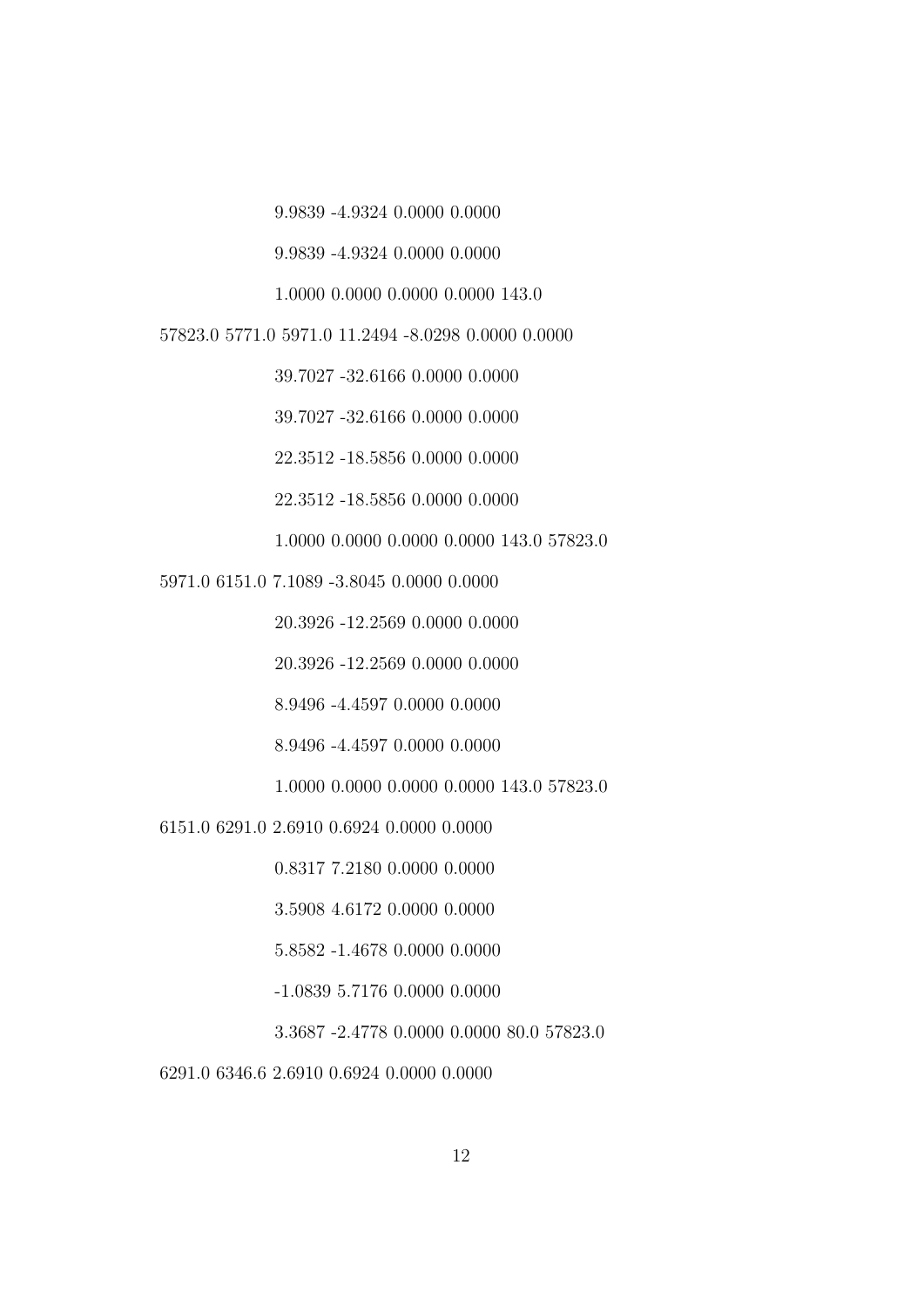9.9839 -4.9324 0.0000 0.0000

9.9839 -4.9324 0.0000 0.0000

1.0000 0.0000 0.0000 0.0000 143.0

57823.0 5771.0 5971.0 11.2494 -8.0298 0.0000 0.0000

39.7027 -32.6166 0.0000 0.0000

39.7027 -32.6166 0.0000 0.0000

22.3512 -18.5856 0.0000 0.0000

22.3512 -18.5856 0.0000 0.0000

1.0000 0.0000 0.0000 0.0000 143.0 57823.0

5971.0 6151.0 7.1089 -3.8045 0.0000 0.0000

20.3926 -12.2569 0.0000 0.0000

20.3926 -12.2569 0.0000 0.0000

8.9496 -4.4597 0.0000 0.0000

8.9496 -4.4597 0.0000 0.0000

1.0000 0.0000 0.0000 0.0000 143.0 57823.0

6151.0 6291.0 2.6910 0.6924 0.0000 0.0000

0.8317 7.2180 0.0000 0.0000

3.5908 4.6172 0.0000 0.0000

5.8582 -1.4678 0.0000 0.0000

-1.0839 5.7176 0.0000 0.0000

3.3687 -2.4778 0.0000 0.0000 80.0 57823.0

6291.0 6346.6 2.6910 0.6924 0.0000 0.0000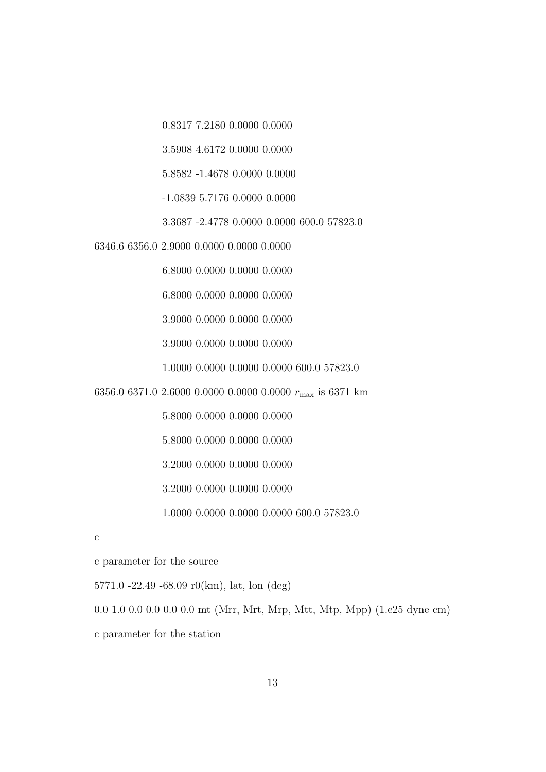```
            0.8317 7.2180 0.0000 0.0000
            3.5908 4.6172 0.0000 0.0000
            5.8582 -1.4678 0.0000 0.0000
            -1.0839 5.7176 0.0000 0.0000
            3.3687 -2.4778 0.0000 0.0000 600.0 57823.0
6346.6 6356.0 2.9000 0.0000 0.0000 0.0000
            6.8000 0.0000 0.0000 0.0000
            6.8000 0.0000 0.0000 0.0000
            3.9000 0.0000 0.0000 0.0000
            3.9000 0.0000 0.0000 0.0000
            1.0000 0.0000 0.0000 0.0000 600.0 57823.0
6356.0 6371.0 2.6000 0.0000 0.0000 0.0000 r_max is 6371 km
            5.8000 0.0000 0.0000 0.0000
            5.8000 0.0000 0.0000 0.0000
            3.2000 0.0000 0.0000 0.0000
            3.2000 0.0000 0.0000 0.0000
            1.0000 0.0000 0.0000 0.0000 600.0 57823.0
c
c parameter for the source
5771.0 -22.49 -68.09 r0(km), lat, lon (deg)
0.0 1.0 0.0 0.0 0.0 0.0 mt (Mrr, Mrt, Mrp, Mtt, Mtp, Mpp) (1.e25 dyne cm)
c parameter for the station
```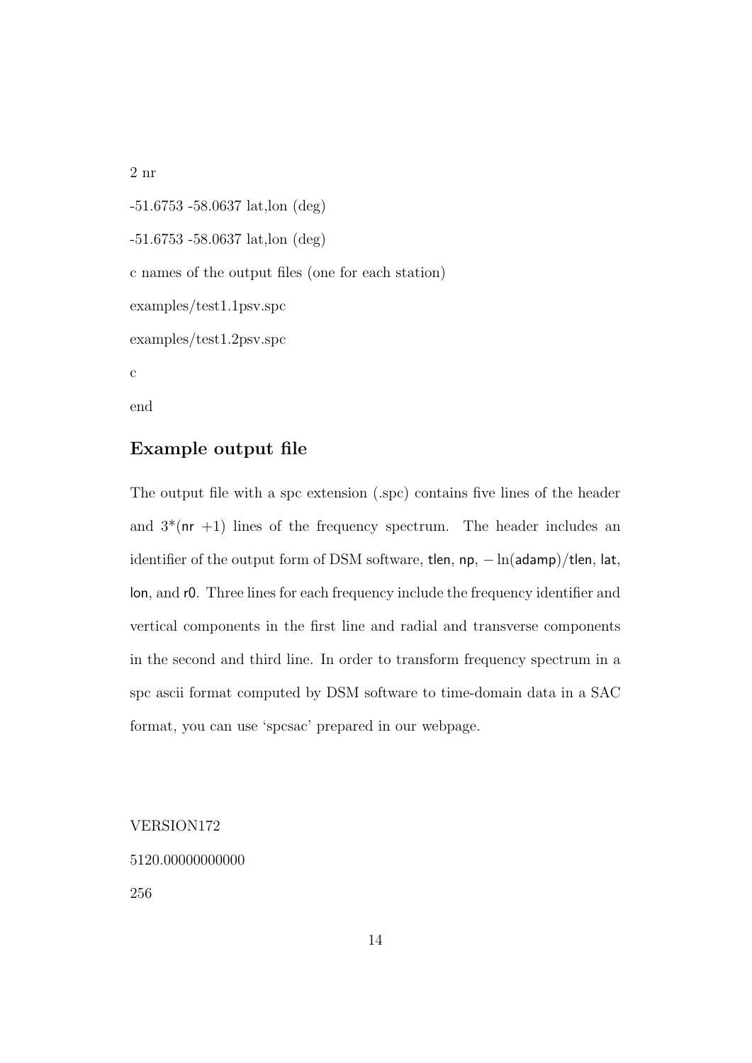```
2 nr
-51.6753 -58.0637 lat,lon (deg)
-51.6753 -58.0637 lat,lon (deg)
c names of the output files (one for each station)
examples/test1.1psv.spc
examples/test1.2psv.spc
c
end
```

## Example output file

The output file with a spc extension (.spc) contains five lines of the header and 3*(nr +1) lines of the frequency spectrum. The header includes an identifier of the output form of DSM software, tlen, np, $-\ln(\mathsf{adamp})/\mathsf{tlen}$, lat, lon, and r0. Three lines for each frequency include the frequency identifier and vertical components in the first line and radial and transverse components in the second and third line. In order to transform frequency spectrum in a spc ascii format computed by DSM software to time-domain data in a SAC format, you can use 'spcsac' prepared in our webpage.

```
VERSION172
5120.00000000000
256
```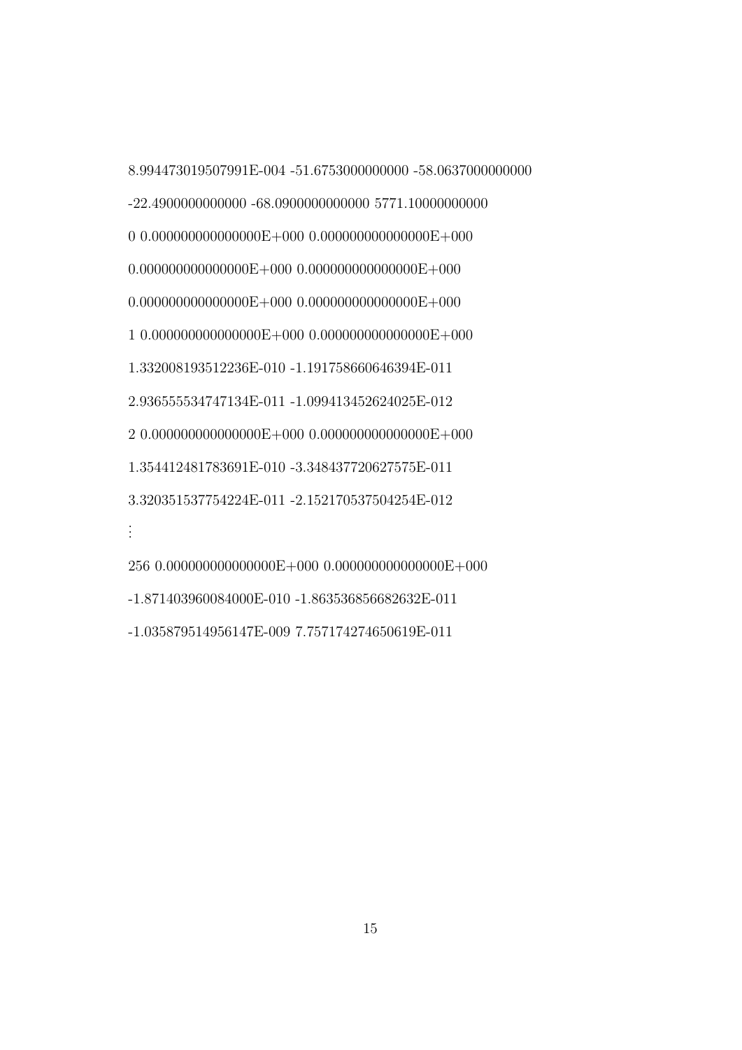8.994473019507991E-004 -51.6753000000000 -58.0637000000000

-22.4900000000000 -68.0900000000000 5771.10000000000

0 0.000000000000000E+000 0.000000000000000E+000

0.000000000000000E+000 0.000000000000000E+000

0.000000000000000E+000 0.000000000000000E+000

1 0.000000000000000E+000 0.000000000000000E+000

1.332008193512236E-010 -1.191758660646394E-011

2.936555534747134E-011 -1.099413452624025E-012

2 0.000000000000000E+000 0.000000000000000E+000

1.354412481783691E-010 -3.348437720627575E-011

3.320351537754224E-011 -2.152170537504254E-012

⋮

256 0.000000000000000E+000 0.000000000000000E+000

-1.871403960084000E-010 -1.863536856682632E-011

-1.035879514956147E-009 7.757174274650619E-011